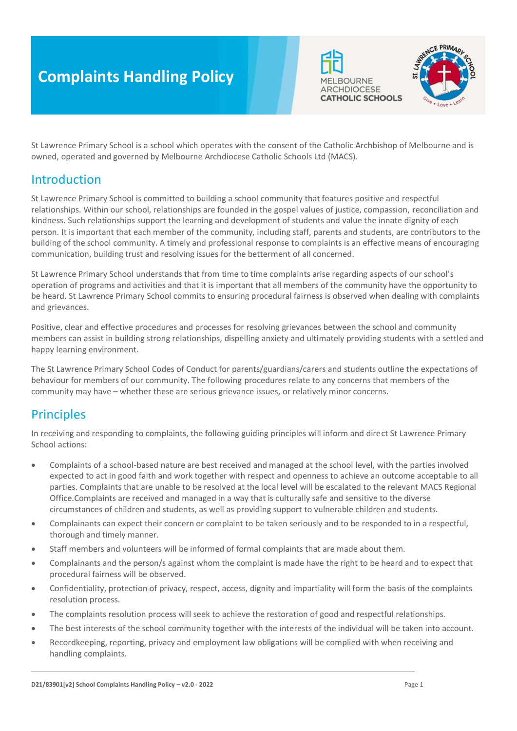# Complaints Handling Policy

St Lawrence Primary School is a school which operates with the consent of the Catholic Archbishop of Melbourne and is owned, operated and governed by Melbourne Archdiocese Catholic Schools Ltd (MACS).

## Introduction

St Lawrence Primary School is committed to building a school community that features positive and respectful relationships. Within our school, relationships are founded in the gospel values of justice, compassion, reconciliation and kindness. Such relationships support the learning and development of students and value the innate dignity of each person. It is important that each member of the community, including staff, parents and students, are contributors to the building of the school community. A timely and professional response to complaints is an effective means of encouraging communication, building trust and resolving issues for the betterment of all concerned.

St Lawrence Primary School understands that from time to time complaints arise regarding aspects of our school's operation of programs and activities and that it is important that all members of the community have the opportunity to be heard. St Lawrence Primary School commits to ensuring procedural fairness is observed when dealing with complaints and grievances.

Positive, clear and effective procedures and processes for resolving grievances between the school and community members can assist in building strong relationships, dispelling anxiety and ultimately providing students with a settled and happy learning environment.

The St Lawrence Primary School Codes of Conduct for parents/guardians/carers and students outline the expectations of behaviour for members of our community. The following procedures relate to any concerns that members of the community may have – whether these are serious grievance issues, or relatively minor concerns.

## Principles

In receiving and responding to complaints, the following guiding principles will inform and direct St Lawrence Primary School actions:

- Complaints of a school-based nature are best received and managed at the school level, with the parties involved expected to act in good faith and work together with respect and openness to achieve an outcome acceptable to all parties. Complaints that are unable to be resolved at the local level will be escalated to the relevant MACS Regional Office.Complaints are received and managed in a way that is culturally safe and sensitive to the diverse circumstances of children and students, as well as providing support to vulnerable children and students.
- Complainants can expect their concern or complaint to be taken seriously and to be responded to in a respectful, thorough and timely manner.
- Staff members and volunteers will be informed of formal complaints that are made about them.
- Complainants and the person/s against whom the complaint is made have the right to be heard and to expect that procedural fairness will be observed.
- Confidentiality, protection of privacy, respect, access, dignity and impartiality will form the basis of the complaints resolution process.
- The complaints resolution process will seek to achieve the restoration of good and respectful relationships.
- The best interests of the school community together with the interests of the individual will be taken into account.
- Recordkeeping, reporting, privacy and employment law obligations will be complied with when receiving and handling complaints.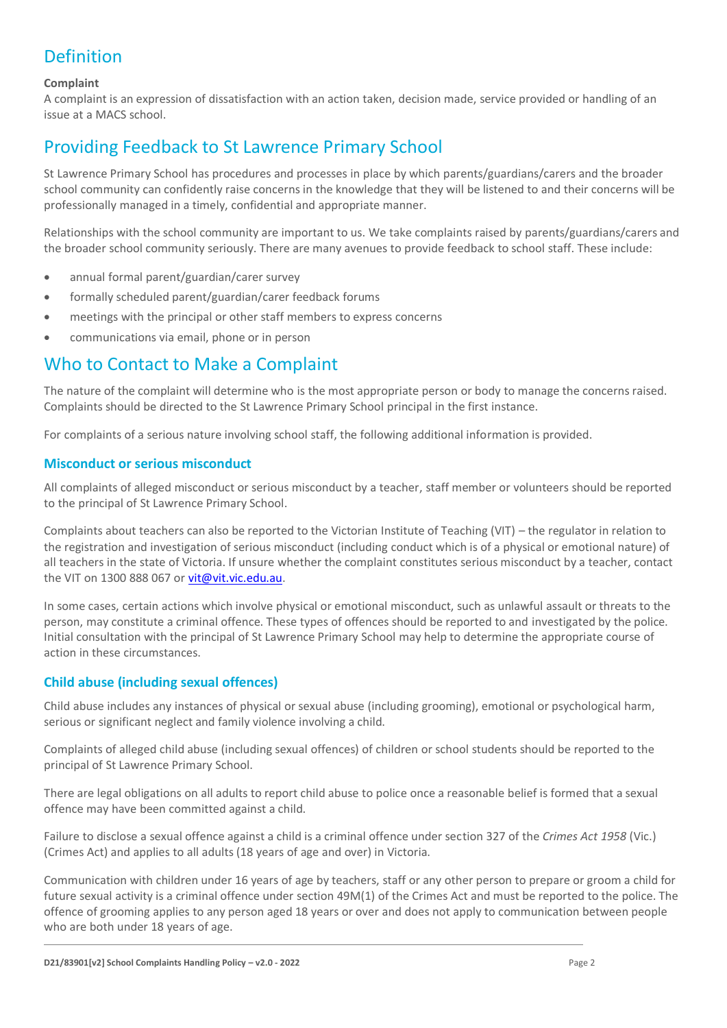## Definition

**Complaint**

A complaint is an expression of dissatisfaction with an action taken, decision made, service provided or handling of an issue at a MACS school.

## Providing Feedback to St Lawrence Primary School

St Lawrence Primary School has procedures and processes in place by which parents/guardians/carers and the broader school community can confidently raise concerns in the knowledge that they will be listened to and their concerns will be professionally managed in a timely, confidential and appropriate manner.

Relationships with the school community are important to us. We take complaints raised by parents/guardians/carers and the broader school community seriously. There are many avenues to provide feedback to school staff. These include:

- annual formal parent/guardian/carer survey
- formally scheduled parent/guardian/carer feedback forums
- meetings with the principal or other staff members to express concerns
- communications via email, phone or in person

## Who to Contact to Make a Complaint

The nature of the complaint will determine who is the most appropriate person or body to manage the concerns raised. Complaints should be directed to the St Lawrence Primary School principal in the first instance.

For complaints of a serious nature involving school staff, the following additional information is provided.

### Misconduct or serious misconduct

All complaints of alleged misconduct or serious misconduct by a teacher, staff member or volunteers should be reported to the principal of St Lawrence Primary School.

Complaints about teachers can also be reported to the Victorian Institute of Teaching (VIT) – the regulator in relation to the registration and investigation of serious misconduct (including conduct which is of a physical or emotional nature) of all teachers in the state of Victoria. If unsure whether the complaint constitutes serious misconduct by a teacher, contact the VIT on 1300 888 067 or vit@vit.vic.edu.au.

In some cases, certain actions which involve physical or emotional misconduct, such as unlawful assault or threats to the person, may constitute a criminal offence. These types of offences should be reported to and investigated by the police. Initial consultation with the principal of St Lawrence Primary School may help to determine the appropriate course of action in these circumstances.

### Child abuse (including sexual offences)

Child abuse includes any instances of physical or sexual abuse (including grooming), emotional or psychological harm, serious or significant neglect and family violence involving a child.

Complaints of alleged child abuse (including sexual offences) of children or school students should be reported to the principal of St Lawrence Primary School.

There are legal obligations on all adults to report child abuse to police once a reasonable belief is formed that a sexual offence may have been committed against a child.

Failure to disclose a sexual offence against a child is a criminal offence under section 327 of the *Crimes Act 1958* (Vic.) (Crimes Act) and applies to all adults (18 years of age and over) in Victoria.

Communication with children under 16 years of age by teachers, staff or any other person to prepare or groom a child for future sexual activity is a criminal offence under section 49M(1) of the Crimes Act and must be reported to the police. The offence of grooming applies to any person aged 18 years or over and does not apply to communication between people who are both under 18 years of age.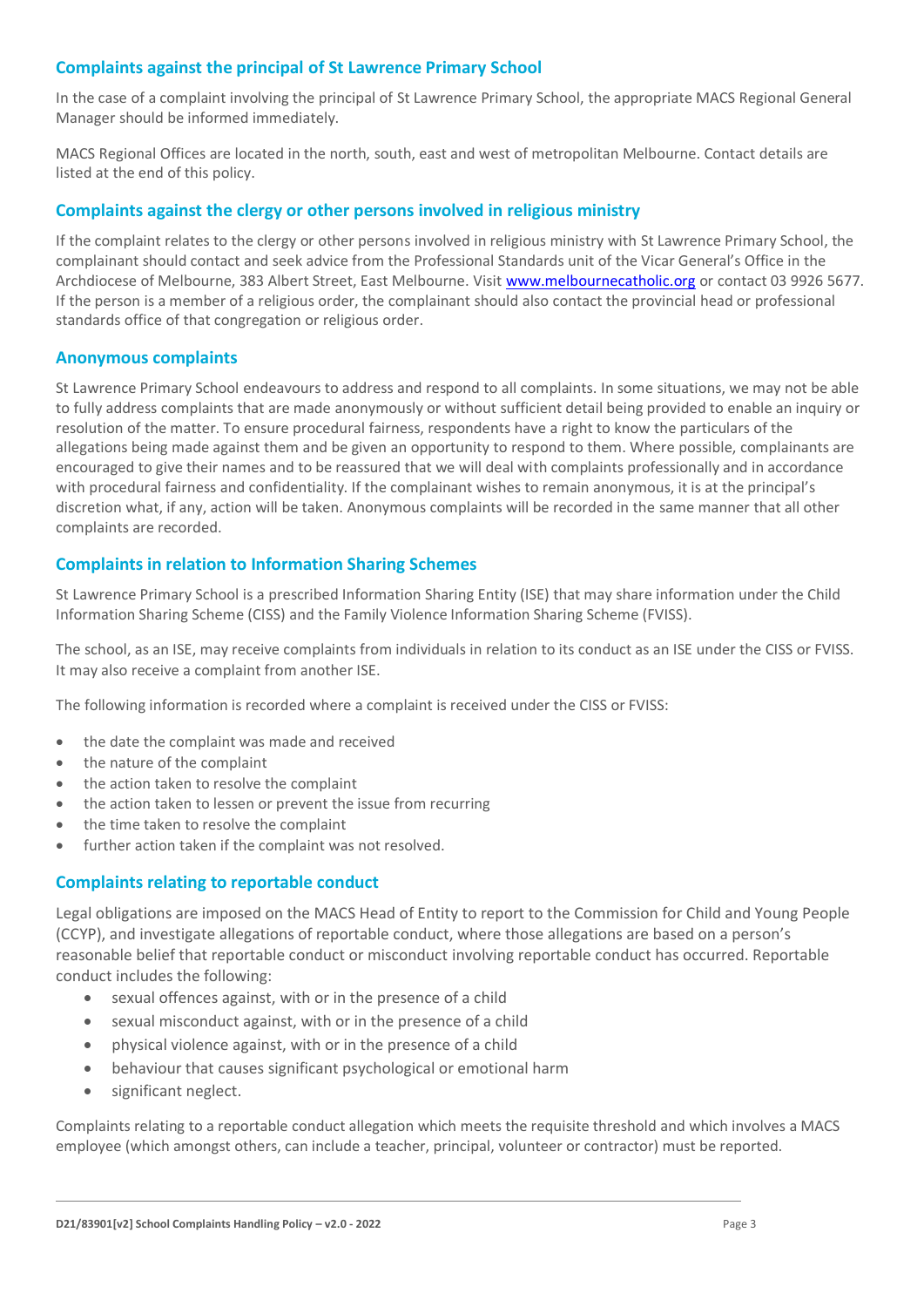## Complaints against the principal of St Lawrence Primary School

In the case of a complaint involving the principal of St Lawrence Primary School, the appropriate MACS Regional General Manager should be informed immediately.

MACS Regional Offices are located in the north, south, east and west of metropolitan Melbourne. Contact details are listed at the end of this policy.

## Complaints against the clergy or other persons involved in religious ministry

If the complaint relates to the clergy or other persons involved in religious ministry with St Lawrence Primary School, the complainant should contact and seek advice from the Professional Standards unit of the Vicar General's Office in the Archdiocese of Melbourne, 383 Albert Street, East Melbourne. Visit [www.melbournecatholic.org](www.melbournecatholic.org) or contact 03 9926 5677. If the person is a member of a religious order, the complainant should also contact the provincial head or professional standards office of that congregation or religious order.

## Anonymous complaints

St Lawrence Primary School endeavours to address and respond to all complaints. In some situations, we may not be able to fully address complaints that are made anonymously or without sufficient detail being provided to enable an inquiry or resolution of the matter. To ensure procedural fairness, respondents have a right to know the particulars of the allegations being made against them and be given an opportunity to respond to them. Where possible, complainants are encouraged to give their names and to be reassured that we will deal with complaints professionally and in accordance with procedural fairness and confidentiality. If the complainant wishes to remain anonymous, it is at the principal's discretion what, if any, action will be taken. Anonymous complaints will be recorded in the same manner that all other complaints are recorded.

## Complaints in relation to Information Sharing Schemes

St Lawrence Primary School is a prescribed Information Sharing Entity (ISE) that may share information under the Child Information Sharing Scheme (CISS) and the Family Violence Information Sharing Scheme (FVISS).

The school, as an ISE, may receive complaints from individuals in relation to its conduct as an ISE under the CISS or FVISS. It may also receive a complaint from another ISE.

The following information is recorded where a complaint is received under the CISS or FVISS:

- the date the complaint was made and received
- the nature of the complaint
- the action taken to resolve the complaint
- the action taken to lessen or prevent the issue from recurring
- the time taken to resolve the complaint
- further action taken if the complaint was not resolved.

## Complaints relating to reportable conduct

Legal obligations are imposed on the MACS Head of Entity to report to the Commission for Child and Young People (CCYP), and investigate allegations of reportable conduct, where those allegations are based on a person's reasonable belief that reportable conduct or misconduct involving reportable conduct has occurred. Reportable conduct includes the following:

- sexual offences against, with or in the presence of a child
- sexual misconduct against, with or in the presence of a child
- physical violence against, with or in the presence of a child
- behaviour that causes significant psychological or emotional harm
- significant neglect.

Complaints relating to a reportable conduct allegation which meets the requisite threshold and which involves a MACS employee (which amongst others, can include a teacher, principal, volunteer or contractor) must be reported.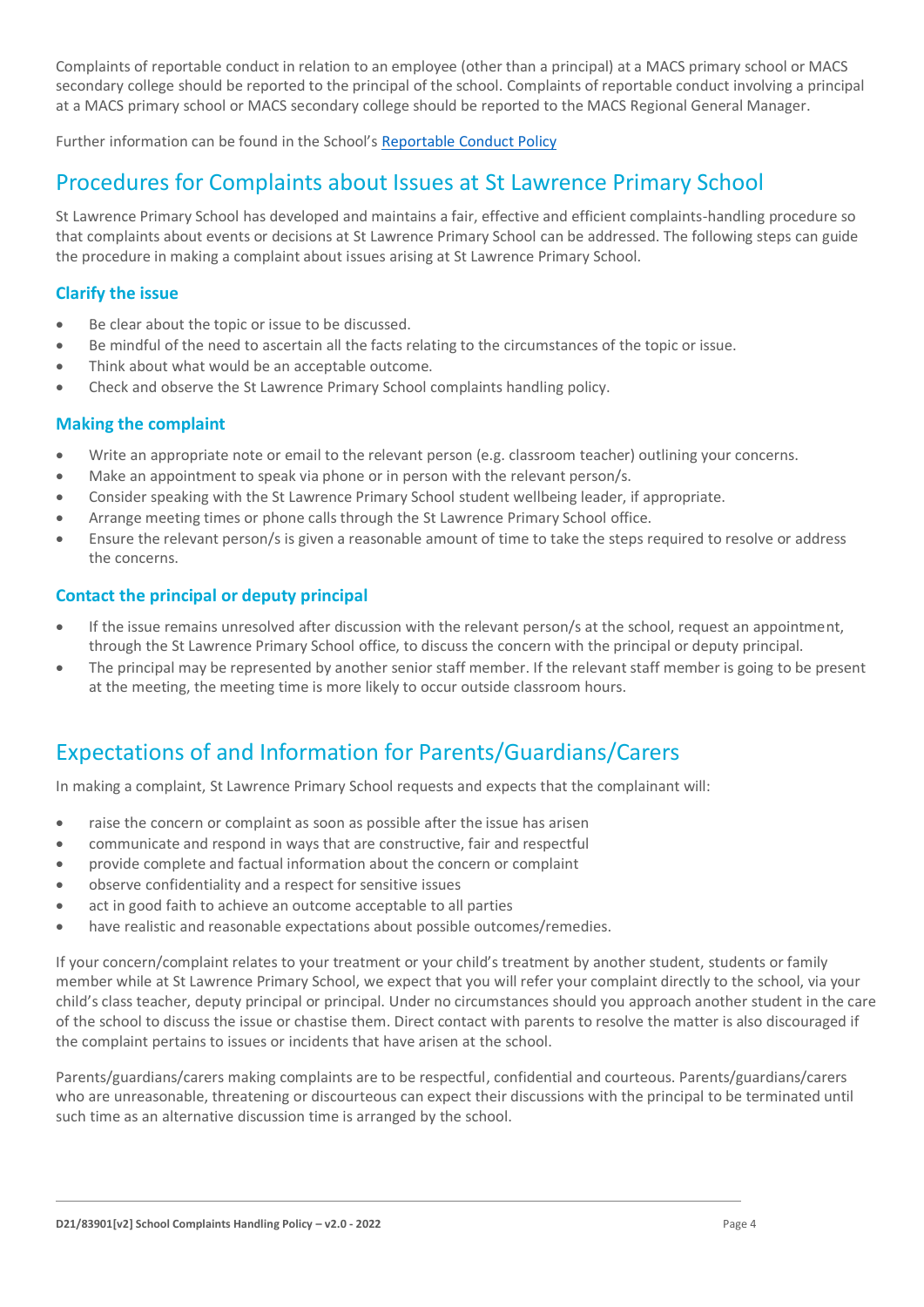Complaints of reportable conduct in relation to an employee (other than a principal) at a MACS primary school or MACS secondary college should be reported to the principal of the school. Complaints of reportable conduct involving a principal at a MACS primary school or MACS secondary college should be reported to the MACS Regional General Manager.

Further information can be found in the School's Reportable Conduct Policy

## Procedures for Complaints about Issues at St Lawrence Primary School

St Lawrence Primary School has developed and maintains a fair, effective and efficient complaints-handling procedure so that complaints about events or decisions at St Lawrence Primary School can be addressed. The following steps can guide the procedure in making a complaint about issues arising at St Lawrence Primary School.

### Clarify the issue

- Be clear about the topic or issue to be discussed.
- Be mindful of the need to ascertain all the facts relating to the circumstances of the topic or issue.
- Think about what would be an acceptable outcome.
- Check and observe the St Lawrence Primary School complaints handling policy.

### Making the complaint

- Write an appropriate note or email to the relevant person (e.g. classroom teacher) outlining your concerns.
- Make an appointment to speak via phone or in person with the relevant person/s.
- Consider speaking with the St Lawrence Primary School student wellbeing leader, if appropriate.
- Arrange meeting times or phone calls through the St Lawrence Primary School office.
- Ensure the relevant person/s is given a reasonable amount of time to take the steps required to resolve or address the concerns.

### Contact the principal or deputy principal

- If the issue remains unresolved after discussion with the relevant person/s at the school, request an appointment, through the St Lawrence Primary School office, to discuss the concern with the principal or deputy principal.
- The principal may be represented by another senior staff member. If the relevant staff member is going to be present at the meeting, the meeting time is more likely to occur outside classroom hours.

## Expectations of and Information for Parents/Guardians/Carers

In making a complaint, St Lawrence Primary School requests and expects that the complainant will:

- raise the concern or complaint as soon as possible after the issue has arisen
- communicate and respond in ways that are constructive, fair and respectful
- provide complete and factual information about the concern or complaint
- observe confidentiality and a respect for sensitive issues
- act in good faith to achieve an outcome acceptable to all parties
- have realistic and reasonable expectations about possible outcomes/remedies.

If your concern/complaint relates to your treatment or your child's treatment by another student, students or family member while at St Lawrence Primary School, we expect that you will refer your complaint directly to the school, via your child's class teacher, deputy principal or principal. Under no circumstances should you approach another student in the care of the school to discuss the issue or chastise them. Direct contact with parents to resolve the matter is also discouraged if the complaint pertains to issues or incidents that have arisen at the school.

Parents/guardians/carers making complaints are to be respectful, confidential and courteous. Parents/guardians/carers who are unreasonable, threatening or discourteous can expect their discussions with the principal to be terminated until such time as an alternative discussion time is arranged by the school.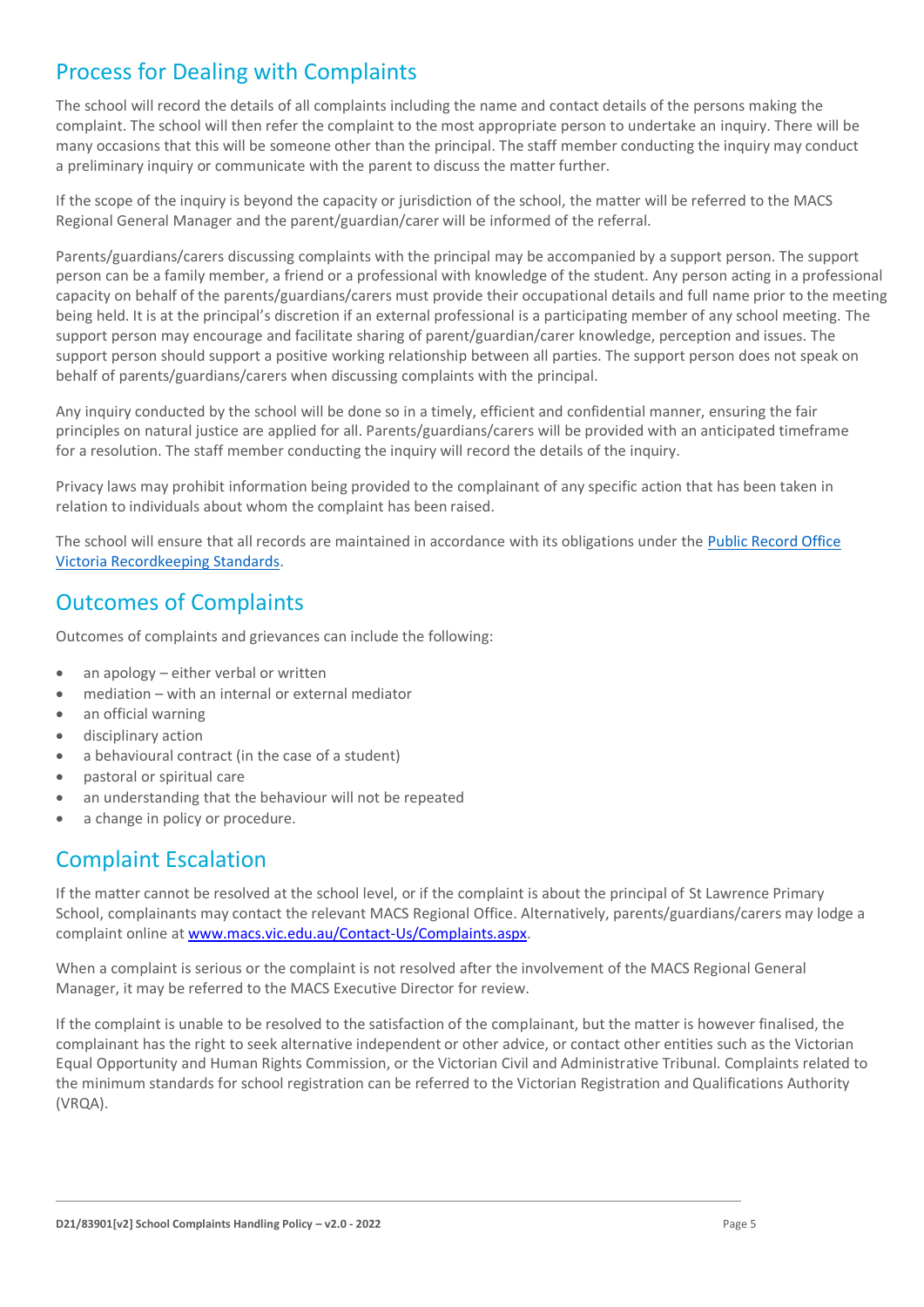## Process for Dealing with Complaints

The school will record the details of all complaints including the name and contact details of the persons making the complaint. The school will then refer the complaint to the most appropriate person to undertake an inquiry. There will be many occasions that this will be someone other than the principal. The staff member conducting the inquiry may conduct a preliminary inquiry or communicate with the parent to discuss the matter further.

If the scope of the inquiry is beyond the capacity or jurisdiction of the school, the matter will be referred to the MACS Regional General Manager and the parent/guardian/carer will be informed of the referral.

Parents/guardians/carers discussing complaints with the principal may be accompanied by a support person. The support person can be a family member, a friend or a professional with knowledge of the student. Any person acting in a professional capacity on behalf of the parents/guardians/carers must provide their occupational details and full name prior to the meeting being held. It is at the principal's discretion if an external professional is a participating member of any school meeting. The support person may encourage and facilitate sharing of parent/guardian/carer knowledge, perception and issues. The support person should support a positive working relationship between all parties. The support person does not speak on behalf of parents/guardians/carers when discussing complaints with the principal.

Any inquiry conducted by the school will be done so in a timely, efficient and confidential manner, ensuring the fair principles on natural justice are applied for all. Parents/guardians/carers will be provided with an anticipated timeframe for a resolution. The staff member conducting the inquiry will record the details of the inquiry.

Privacy laws may prohibit information being provided to the complainant of any specific action that has been taken in relation to individuals about whom the complaint has been raised.

The school will ensure that all records are maintained in accordance with its obligations under the [Public Record Office Victoria Recordkeeping Standards](#).

## Outcomes of Complaints

Outcomes of complaints and grievances can include the following:

- an apology – either verbal or written
- mediation – with an internal or external mediator
- an official warning
- disciplinary action
- a behavioural contract (in the case of a student)
- pastoral or spiritual care
- an understanding that the behaviour will not be repeated
- a change in policy or procedure.

## Complaint Escalation

If the matter cannot be resolved at the school level, or if the complaint is about the principal of St Lawrence Primary School, complainants may contact the relevant MACS Regional Office. Alternatively, parents/guardians/carers may lodge a complaint online at [www.macs.vic.edu.au/Contact-Us/Complaints.aspx](www.macs.vic.edu.au/Contact-Us/Complaints.aspx).

When a complaint is serious or the complaint is not resolved after the involvement of the MACS Regional General Manager, it may be referred to the MACS Executive Director for review.

If the complaint is unable to be resolved to the satisfaction of the complainant, but the matter is however finalised, the complainant has the right to seek alternative independent or other advice, or contact other entities such as the Victorian Equal Opportunity and Human Rights Commission, or the Victorian Civil and Administrative Tribunal. Complaints related to the minimum standards for school registration can be referred to the Victorian Registration and Qualifications Authority (VRQA).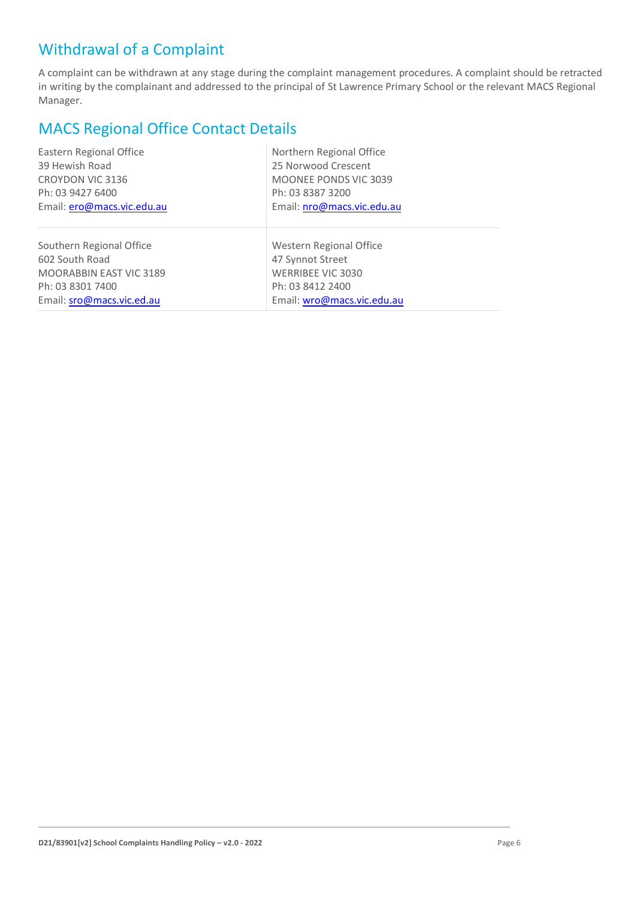## Withdrawal of a Complaint

A complaint can be withdrawn at any stage during the complaint management procedures. A complaint should be retracted in writing by the complainant and addressed to the principal of St Lawrence Primary School or the relevant MACS Regional Manager.

## MACS Regional Office Contact Details

| | |
|---|---|
| Eastern Regional Office<br>39 Hewish Road<br>CROYDON VIC 3136<br>Ph: 03 9427 6400<br>Email: ero@macs.vic.edu.au | Northern Regional Office<br>25 Norwood Crescent<br>MOONEE PONDS VIC 3039<br>Ph: 03 8387 3200<br>Email: nro@macs.vic.edu.au |
| Southern Regional Office<br>602 South Road<br>MOORABBIN EAST VIC 3189<br>Ph: 03 8301 7400<br>Email: sro@macs.vic.ed.au | Western Regional Office<br>47 Synnot Street<br>WERRIBEE VIC 3030<br>Ph: 03 8412 2400<br>Email: wro@macs.vic.edu.au |